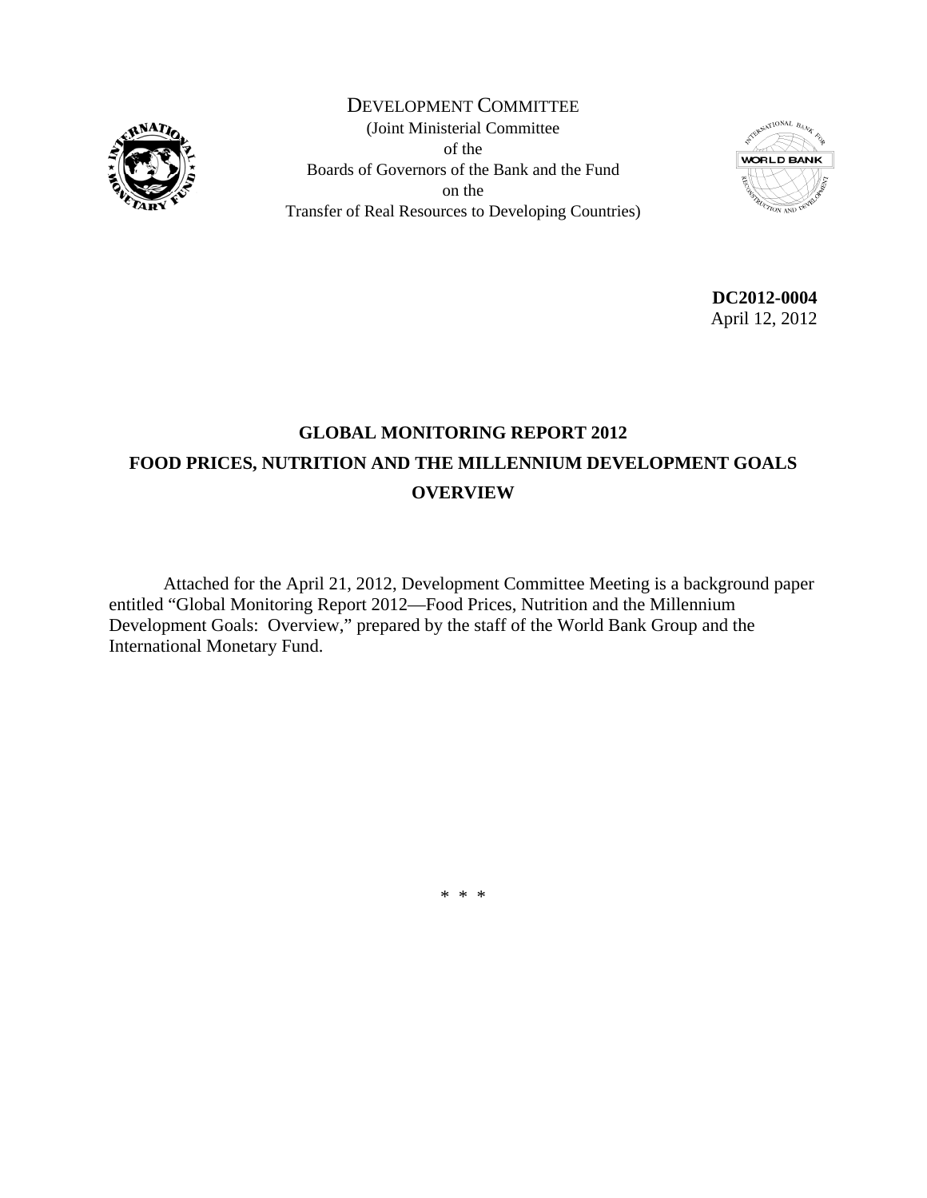DEVELOPMENT COMMITTEE
(Joint Ministerial Committee
of the
Boards of Governors of the Bank and the Fund
on the
Transfer of Real Resources to Developing Countries)

**DC2012-0004**
April 12, 2012

# GLOBAL MONITORING REPORT 2012
# FOOD PRICES, NUTRITION AND THE MILLENNIUM DEVELOPMENT GOALS
# OVERVIEW

Attached for the April 21, 2012, Development Committee Meeting is a background paper entitled "Global Monitoring Report 2012—Food Prices, Nutrition and the Millennium Development Goals: Overview," prepared by the staff of the World Bank Group and the International Monetary Fund.

* * *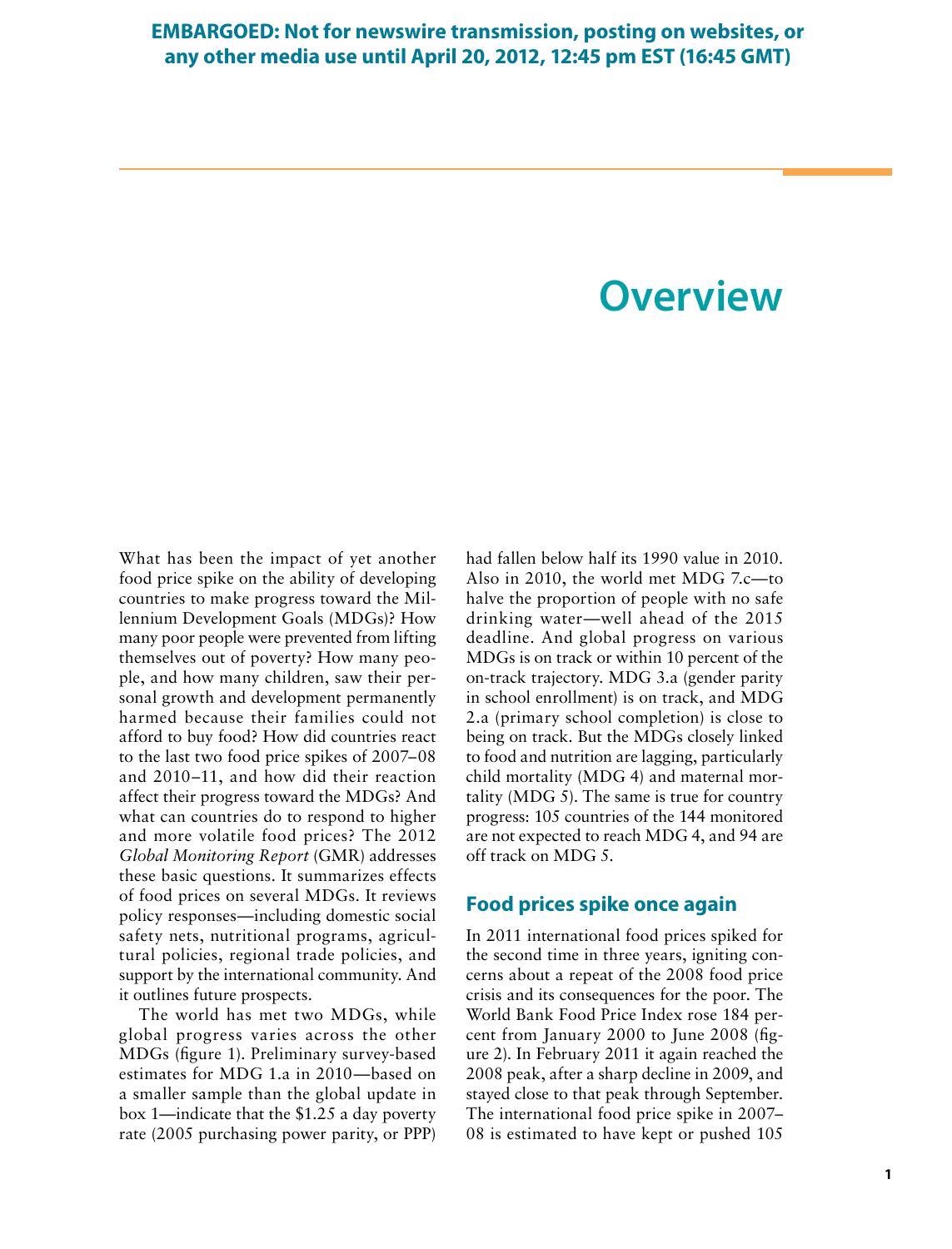**EMBARGOED: Not for newswire transmission, posting on websites, or any other media use until April 20, 2012, 12:45 pm EST (16:45 GMT)**

# Overview

What has been the impact of yet another food price spike on the ability of developing countries to make progress toward the Millennium Development Goals (MDGs)? How many poor people were prevented from lifting themselves out of poverty? How many people, and how many children, saw their personal growth and development permanently harmed because their families could not afford to buy food? How did countries react to the last two food price spikes of 2007–08 and 2010–11, and how did their reaction affect their progress toward the MDGs? And what can countries do to respond to higher and more volatile food prices? The 2012 *Global Monitoring Report* (GMR) addresses these basic questions. It summarizes effects of food prices on several MDGs. It reviews policy responses—including domestic social safety nets, nutritional programs, agricultural policies, regional trade policies, and support by the international community. And it outlines future prospects.

The world has met two MDGs, while global progress varies across the other MDGs (figure 1). Preliminary survey-based estimates for MDG 1.a in 2010—based on a smaller sample than the global update in box 1—indicate that the $1.25 a day poverty rate (2005 purchasing power parity, or PPP) had fallen below half its 1990 value in 2010. Also in 2010, the world met MDG 7.c—to halve the proportion of people with no safe drinking water—well ahead of the 2015 deadline. And global progress on various MDGs is on track or within 10 percent of the on-track trajectory. MDG 3.a (gender parity in school enrollment) is on track, and MDG 2.a (primary school completion) is close to being on track. But the MDGs closely linked to food and nutrition are lagging, particularly child mortality (MDG 4) and maternal mortality (MDG 5). The same is true for country progress: 105 countries of the 144 monitored are not expected to reach MDG 4, and 94 are off track on MDG 5.

## Food prices spike once again

In 2011 international food prices spiked for the second time in three years, igniting concerns about a repeat of the 2008 food price crisis and its consequences for the poor. The World Bank Food Price Index rose 184 percent from January 2000 to June 2008 (figure 2). In February 2011 it again reached the 2008 peak, after a sharp decline in 2009, and stayed close to that peak through September. The international food price spike in 2007–08 is estimated to have kept or pushed 105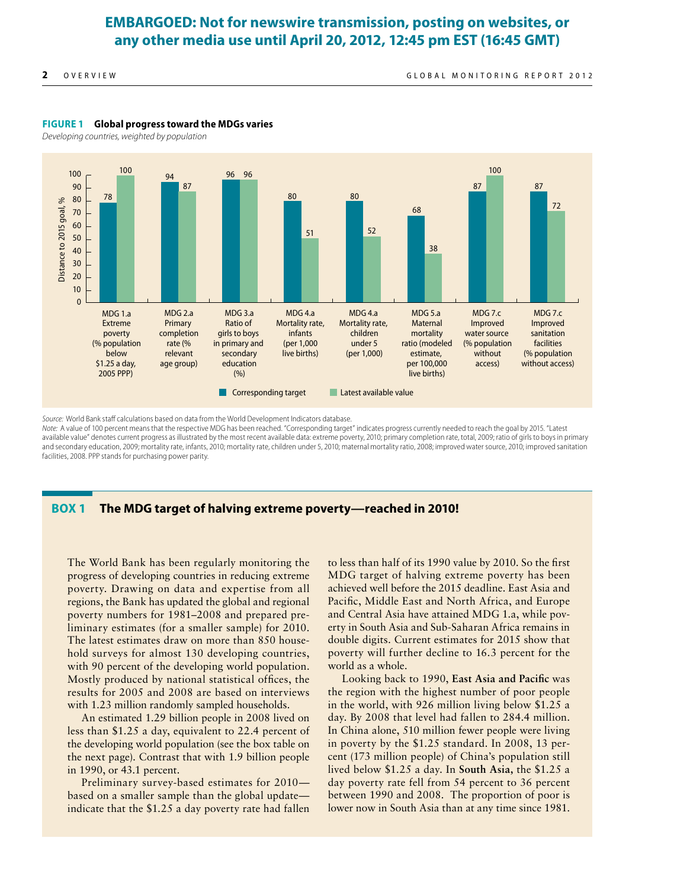**EMBARGOED: Not for newswire transmission, posting on websites, or any other media use until April 20, 2012, 12:45 pm EST (16:45 GMT)**

**FIGURE 1 Global progress toward the MDGs varies**

*Developing countries, weighted by population*

| Indicator | Corresponding target | Latest available value |
|---|---|---|
| MDG 1.a Extreme poverty (% population below $1.25 a day, 2005 PPP) | 78 | 100 |
| MDG 2.a Primary completion rate (% relevant age group) | 94 | 87 |
| MDG 3.a Ratio of girls to boys in primary and secondary education (%) | 96 | 96 |
| MDG 4.a Mortality rate, infants (per 1,000 live births) | 80 | 51 |
| MDG 4.a Mortality rate, children under 5 (per 1,000) | 80 | 52 |
| MDG 5.a Maternal mortality ratio (modeled estimate, per 100,000 live births) | 68 | 38 |
| MDG 7.c Improved water source (% population without access) | 87 | 100 |
| MDG 7.c Improved sanitation facilities (% population without access) | 87 | 72 |

Y-axis: Distance to 2015 goal, %

*Source:* World Bank staff calculations based on data from the World Development Indicators database.

*Note:* A value of 100 percent means that the respective MDG has been reached. "Corresponding target" indicates progress currently needed to reach the goal by 2015. "Latest available value" denotes current progress as illustrated by the most recent available data: extreme poverty, 2010; primary completion rate, total, 2009; ratio of girls to boys in primary and secondary education, 2009; mortality rate, infants, 2010; mortality rate, children under 5, 2010; maternal mortality ratio, 2008; improved water source, 2010; improved sanitation facilities, 2008. PPP stands for purchasing power parity.

## BOX 1 The MDG target of halving extreme poverty—reached in 2010!

The World Bank has been regularly monitoring the progress of developing countries in reducing extreme poverty. Drawing on data and expertise from all regions, the Bank has updated the global and regional poverty numbers for 1981–2008 and prepared preliminary estimates (for a smaller sample) for 2010. The latest estimates draw on more than 850 household surveys for almost 130 developing countries, with 90 percent of the developing world population. Mostly produced by national statistical offices, the results for 2005 and 2008 are based on interviews with 1.23 million randomly sampled households.

An estimated 1.29 billion people in 2008 lived on less than $1.25 a day, equivalent to 22.4 percent of the developing world population (see the box table on the next page). Contrast that with 1.9 billion people in 1990, or 43.1 percent.

Preliminary survey-based estimates for 2010—based on a smaller sample than the global update—indicate that the $1.25 a day poverty rate had fallen to less than half of its 1990 value by 2010. So the first MDG target of halving extreme poverty has been achieved well before the 2015 deadline. East Asia and Pacific, Middle East and North Africa, and Europe and Central Asia have attained MDG 1.a, while poverty in South Asia and Sub-Saharan Africa remains in double digits. Current estimates for 2015 show that poverty will further decline to 16.3 percent for the world as a whole.

Looking back to 1990, **East Asia and Pacific** was the region with the highest number of poor people in the world, with 926 million living below $1.25 a day. By 2008 that level had fallen to 284.4 million. In China alone, 510 million fewer people were living in poverty by the $1.25 standard. In 2008, 13 percent (173 million people) of China's population still lived below $1.25 a day. In **South Asia,** the $1.25 a day poverty rate fell from 54 percent to 36 percent between 1990 and 2008. The proportion of poor is lower now in South Asia than at any time since 1981.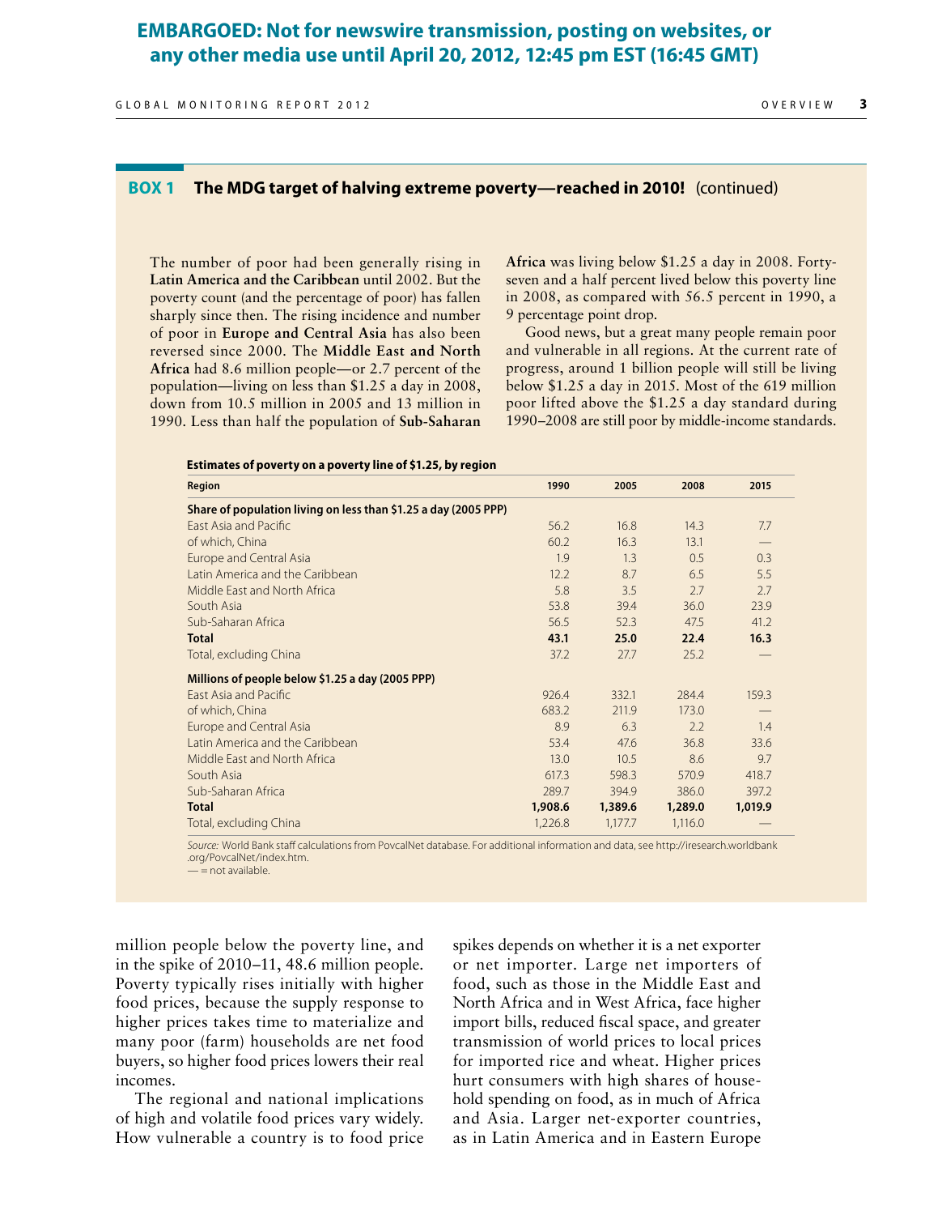**EMBARGOED: Not for newswire transmission, posting on websites, or any other media use until April 20, 2012, 12:45 pm EST (16:45 GMT)**

## BOX 1 The MDG target of halving extreme poverty—reached in 2010! (continued)

The number of poor had been generally rising in **Latin America and the Caribbean** until 2002. But the poverty count (and the percentage of poor) has fallen sharply since then. The rising incidence and number of poor in **Europe and Central Asia** has also been reversed since 2000. The **Middle East and North Africa** had 8.6 million people—or 2.7 percent of the population—living on less than $1.25 a day in 2008, down from 10.5 million in 2005 and 13 million in 1990. Less than half the population of **Sub-Saharan Africa** was living below $1.25 a day in 2008. Forty-seven and a half percent lived below this poverty line in 2008, as compared with 56.5 percent in 1990, a 9 percentage point drop.

Good news, but a great many people remain poor and vulnerable in all regions. At the current rate of progress, around 1 billion people will still be living below $1.25 a day in 2015. Most of the 619 million poor lifted above the $1.25 a day standard during 1990–2008 are still poor by middle-income standards.

**Estimates of poverty on a poverty line of $1.25, by region**

| Region | 1990 | 2005 | 2008 | 2015 |
|---|---|---|---|---|
| **Share of population living on less than $1.25 a day (2005 PPP)** | | | | |
| East Asia and Pacific | 56.2 | 16.8 | 14.3 | 7.7 |
| of which, China | 60.2 | 16.3 | 13.1 | — |
| Europe and Central Asia | 1.9 | 1.3 | 0.5 | 0.3 |
| Latin America and the Caribbean | 12.2 | 8.7 | 6.5 | 5.5 |
| Middle East and North Africa | 5.8 | 3.5 | 2.7 | 2.7 |
| South Asia | 53.8 | 39.4 | 36.0 | 23.9 |
| Sub-Saharan Africa | 56.5 | 52.3 | 47.5 | 41.2 |
| **Total** | **43.1** | **25.0** | **22.4** | **16.3** |
| Total, excluding China | 37.2 | 27.7 | 25.2 | — |
| **Millions of people below $1.25 a day (2005 PPP)** | | | | |
| East Asia and Pacific | 926.4 | 332.1 | 284.4 | 159.3 |
| of which, China | 683.2 | 211.9 | 173.0 | — |
| Europe and Central Asia | 8.9 | 6.3 | 2.2 | 1.4 |
| Latin America and the Caribbean | 53.4 | 47.6 | 36.8 | 33.6 |
| Middle East and North Africa | 13.0 | 10.5 | 8.6 | 9.7 |
| South Asia | 617.3 | 598.3 | 570.9 | 418.7 |
| Sub-Saharan Africa | 289.7 | 394.9 | 386.0 | 397.2 |
| **Total** | **1,908.6** | **1,389.6** | **1,289.0** | **1,019.9** |
| Total, excluding China | 1,226.8 | 1,177.7 | 1,116.0 | — |

*Source:* World Bank staff calculations from PovcalNet database. For additional information and data, see http://iresearch.worldbank.org/PovcalNet/index.htm.
— = not available.

million people below the poverty line, and in the spike of 2010–11, 48.6 million people. Poverty typically rises initially with higher food prices, because the supply response to higher prices takes time to materialize and many poor (farm) households are net food buyers, so higher food prices lowers their real incomes.

The regional and national implications of high and volatile food prices vary widely. How vulnerable a country is to food price spikes depends on whether it is a net exporter or net importer. Large net importers of food, such as those in the Middle East and North Africa and in West Africa, face higher import bills, reduced fiscal space, and greater transmission of world prices to local prices for imported rice and wheat. Higher prices hurt consumers with high shares of household spending on food, as in much of Africa and Asia. Larger net-exporter countries, as in Latin America and in Eastern Europe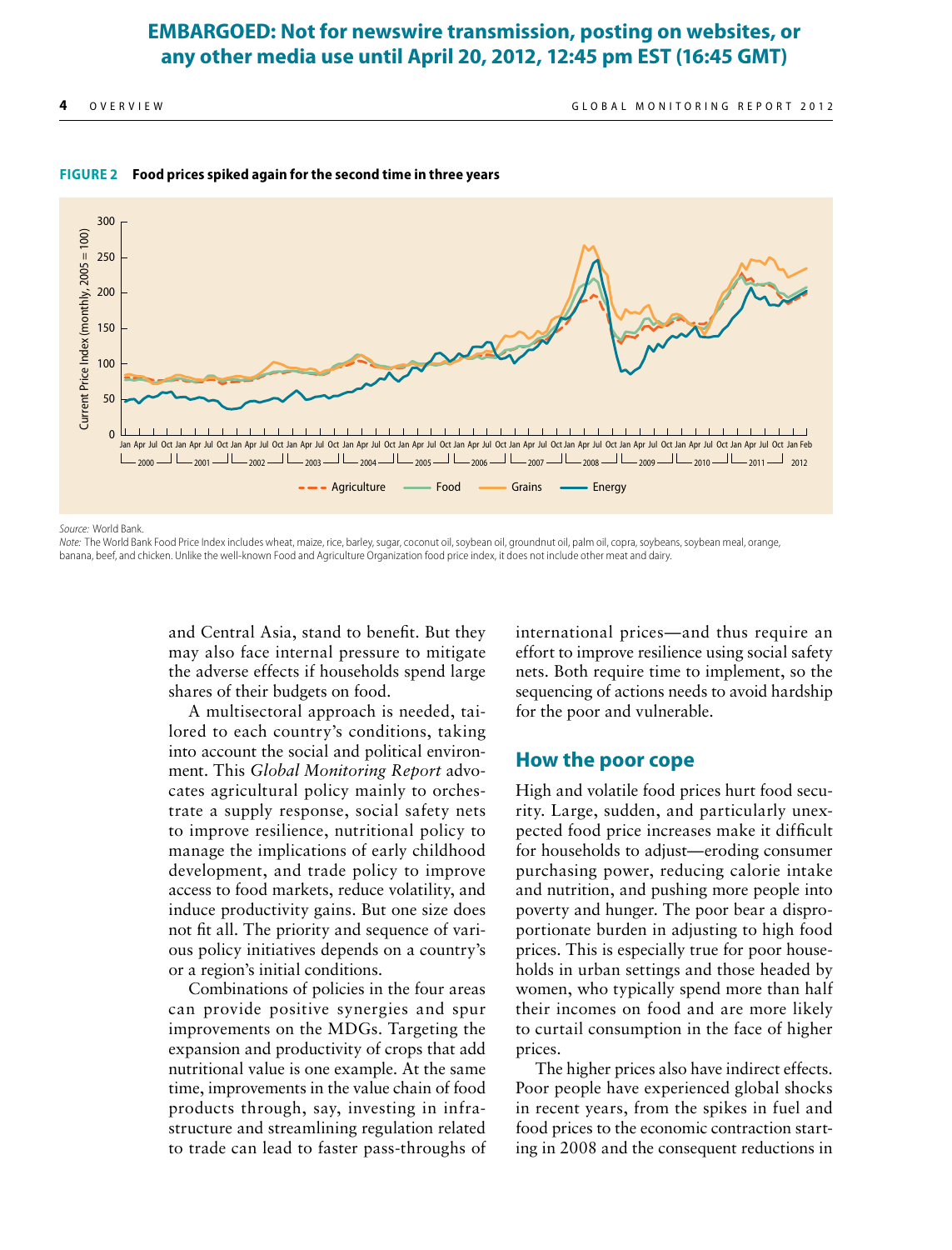**EMBARGOED: Not for newswire transmission, posting on websites, or any other media use until April 20, 2012, 12:45 pm EST (16:45 GMT)**

**FIGURE 2 Food prices spiked again for the second time in three years**

*Source:* World Bank.

*Note:* The World Bank Food Price Index includes wheat, maize, rice, barley, sugar, coconut oil, soybean oil, groundnut oil, palm oil, copra, soybeans, soybean meal, orange, banana, beef, and chicken. Unlike the well-known Food and Agriculture Organization food price index, it does not include other meat and dairy.

and Central Asia, stand to benefit. But they may also face internal pressure to mitigate the adverse effects if households spend large shares of their budgets on food.

A multisectoral approach is needed, tailored to each country's conditions, taking into account the social and political environment. This *Global Monitoring Report* advocates agricultural policy mainly to orchestrate a supply response, social safety nets to improve resilience, nutritional policy to manage the implications of early childhood development, and trade policy to improve access to food markets, reduce volatility, and induce productivity gains. But one size does not fit all. The priority and sequence of various policy initiatives depends on a country's or a region's initial conditions.

Combinations of policies in the four areas can provide positive synergies and spur improvements on the MDGs. Targeting the expansion and productivity of crops that add nutritional value is one example. At the same time, improvements in the value chain of food products through, say, investing in infrastructure and streamlining regulation related to trade can lead to faster pass-throughs of international prices—and thus require an effort to improve resilience using social safety nets. Both require time to implement, so the sequencing of actions needs to avoid hardship for the poor and vulnerable.

## How the poor cope

High and volatile food prices hurt food security. Large, sudden, and particularly unexpected food price increases make it difficult for households to adjust—eroding consumer purchasing power, reducing calorie intake and nutrition, and pushing more people into poverty and hunger. The poor bear a disproportionate burden in adjusting to high food prices. This is especially true for poor households in urban settings and those headed by women, who typically spend more than half their incomes on food and are more likely to curtail consumption in the face of higher prices.

The higher prices also have indirect effects. Poor people have experienced global shocks in recent years, from the spikes in fuel and food prices to the economic contraction starting in 2008 and the consequent reductions in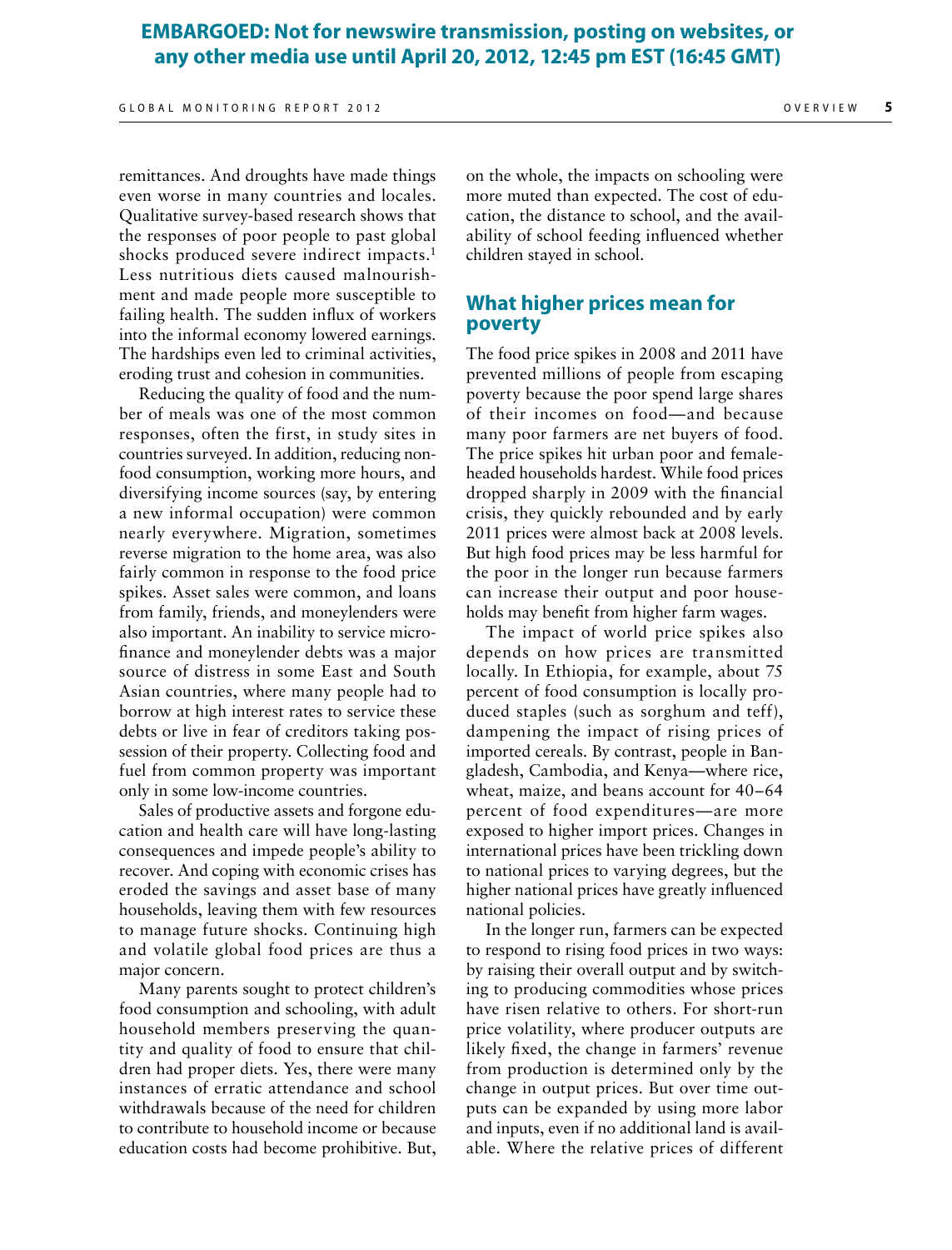**EMBARGOED: Not for newswire transmission, posting on websites, or any other media use until April 20, 2012, 12:45 pm EST (16:45 GMT)**

remittances. And droughts have made things even worse in many countries and locales. Qualitative survey-based research shows that the responses of poor people to past global shocks produced severe indirect impacts.[1] Less nutritious diets caused malnourishment and made people more susceptible to failing health. The sudden influx of workers into the informal economy lowered earnings. The hardships even led to criminal activities, eroding trust and cohesion in communities.

Reducing the quality of food and the number of meals was one of the most common responses, often the first, in study sites in countries surveyed. In addition, reducing nonfood consumption, working more hours, and diversifying income sources (say, by entering a new informal occupation) were common nearly everywhere. Migration, sometimes reverse migration to the home area, was also fairly common in response to the food price spikes. Asset sales were common, and loans from family, friends, and moneylenders were also important. An inability to service microfinance and moneylender debts was a major source of distress in some East and South Asian countries, where many people had to borrow at high interest rates to service these debts or live in fear of creditors taking possession of their property. Collecting food and fuel from common property was important only in some low-income countries.

Sales of productive assets and forgone education and health care will have long-lasting consequences and impede people's ability to recover. And coping with economic crises has eroded the savings and asset base of many households, leaving them with few resources to manage future shocks. Continuing high and volatile global food prices are thus a major concern.

Many parents sought to protect children's food consumption and schooling, with adult household members preserving the quantity and quality of food to ensure that children had proper diets. Yes, there were many instances of erratic attendance and school withdrawals because of the need for children to contribute to household income or because education costs had become prohibitive. But, on the whole, the impacts on schooling were more muted than expected. The cost of education, the distance to school, and the availability of school feeding influenced whether children stayed in school.

## What higher prices mean for poverty

The food price spikes in 2008 and 2011 have prevented millions of people from escaping poverty because the poor spend large shares of their incomes on food—and because many poor farmers are net buyers of food. The price spikes hit urban poor and female-headed households hardest. While food prices dropped sharply in 2009 with the financial crisis, they quickly rebounded and by early 2011 prices were almost back at 2008 levels. But high food prices may be less harmful for the poor in the longer run because farmers can increase their output and poor households may benefit from higher farm wages.

The impact of world price spikes also depends on how prices are transmitted locally. In Ethiopia, for example, about 75 percent of food consumption is locally produced staples (such as sorghum and teff), dampening the impact of rising prices of imported cereals. By contrast, people in Bangladesh, Cambodia, and Kenya—where rice, wheat, maize, and beans account for 40–64 percent of food expenditures—are more exposed to higher import prices. Changes in international prices have been trickling down to national prices to varying degrees, but the higher national prices have greatly influenced national policies.

In the longer run, farmers can be expected to respond to rising food prices in two ways: by raising their overall output and by switching to producing commodities whose prices have risen relative to others. For short-run price volatility, where producer outputs are likely fixed, the change in farmers' revenue from production is determined only by the change in output prices. But over time outputs can be expanded by using more labor and inputs, even if no additional land is available. Where the relative prices of different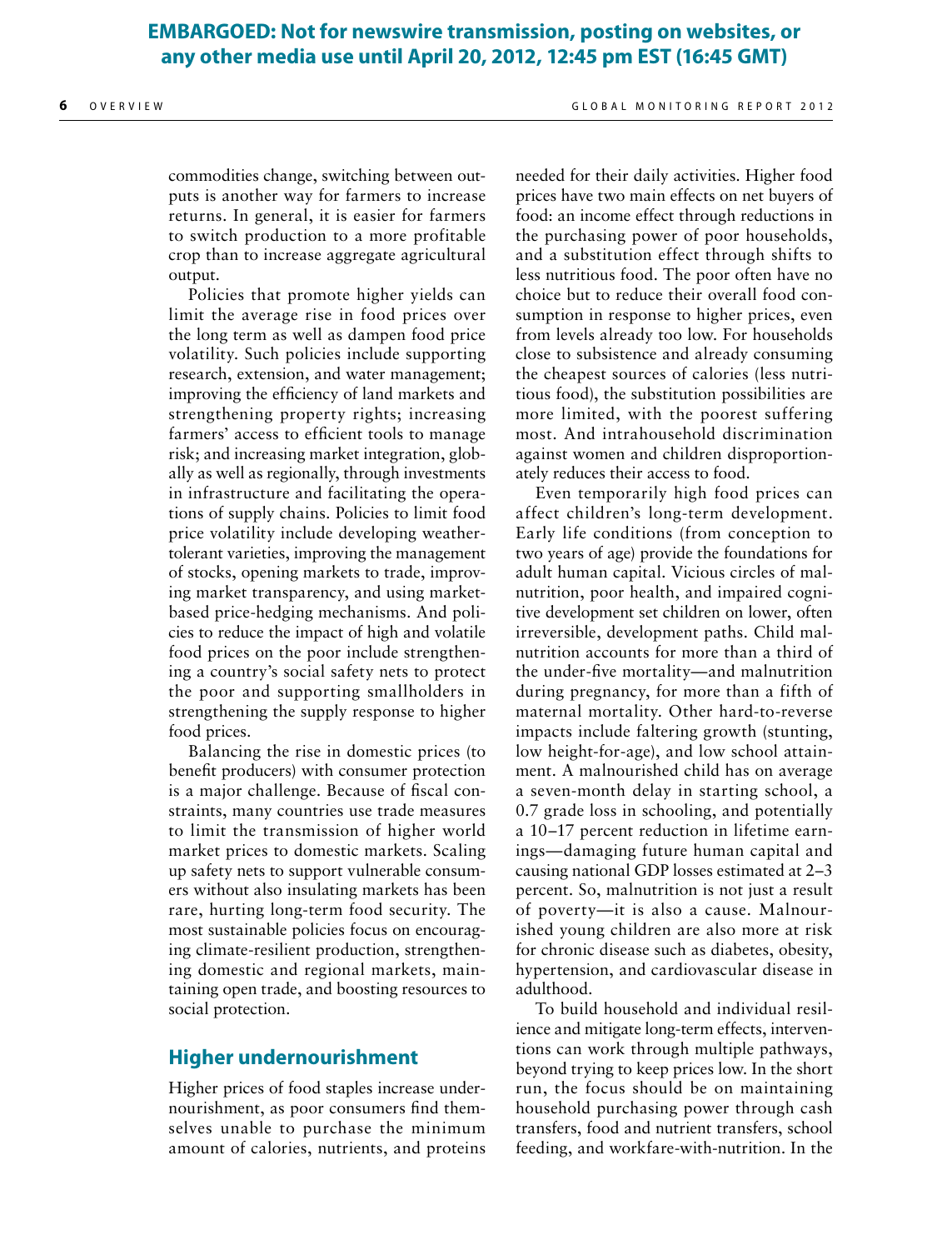commodities change, switching between outputs is another way for farmers to increase returns. In general, it is easier for farmers to switch production to a more profitable crop than to increase aggregate agricultural output.

Policies that promote higher yields can limit the average rise in food prices over the long term as well as dampen food price volatility. Such policies include supporting research, extension, and water management; improving the efficiency of land markets and strengthening property rights; increasing farmers' access to efficient tools to manage risk; and increasing market integration, globally as well as regionally, through investments in infrastructure and facilitating the operations of supply chains. Policies to limit food price volatility include developing weather-tolerant varieties, improving the management of stocks, opening markets to trade, improving market transparency, and using market-based price-hedging mechanisms. And policies to reduce the impact of high and volatile food prices on the poor include strengthening a country's social safety nets to protect the poor and supporting smallholders in strengthening the supply response to higher food prices.

Balancing the rise in domestic prices (to benefit producers) with consumer protection is a major challenge. Because of fiscal constraints, many countries use trade measures to limit the transmission of higher world market prices to domestic markets. Scaling up safety nets to support vulnerable consumers without also insulating markets has been rare, hurting long-term food security. The most sustainable policies focus on encouraging climate-resilient production, strengthening domestic and regional markets, maintaining open trade, and boosting resources to social protection.

## Higher undernourishment

Higher prices of food staples increase undernourishment, as poor consumers find themselves unable to purchase the minimum amount of calories, nutrients, and proteins needed for their daily activities. Higher food prices have two main effects on net buyers of food: an income effect through reductions in the purchasing power of poor households, and a substitution effect through shifts to less nutritious food. The poor often have no choice but to reduce their overall food consumption in response to higher prices, even from levels already too low. For households close to subsistence and already consuming the cheapest sources of calories (less nutritious food), the substitution possibilities are more limited, with the poorest suffering most. And intrahousehold discrimination against women and children disproportionately reduces their access to food.

Even temporarily high food prices can affect children's long-term development. Early life conditions (from conception to two years of age) provide the foundations for adult human capital. Vicious circles of malnutrition, poor health, and impaired cognitive development set children on lower, often irreversible, development paths. Child malnutrition accounts for more than a third of the under-five mortality—and malnutrition during pregnancy, for more than a fifth of maternal mortality. Other hard-to-reverse impacts include faltering growth (stunting, low height-for-age), and low school attainment. A malnourished child has on average a seven-month delay in starting school, a 0.7 grade loss in schooling, and potentially a 10–17 percent reduction in lifetime earnings—damaging future human capital and causing national GDP losses estimated at 2–3 percent. So, malnutrition is not just a result of poverty—it is also a cause. Malnourished young children are also more at risk for chronic disease such as diabetes, obesity, hypertension, and cardiovascular disease in adulthood.

To build household and individual resilience and mitigate long-term effects, interventions can work through multiple pathways, beyond trying to keep prices low. In the short run, the focus should be on maintaining household purchasing power through cash transfers, food and nutrient transfers, school feeding, and workfare-with-nutrition. In the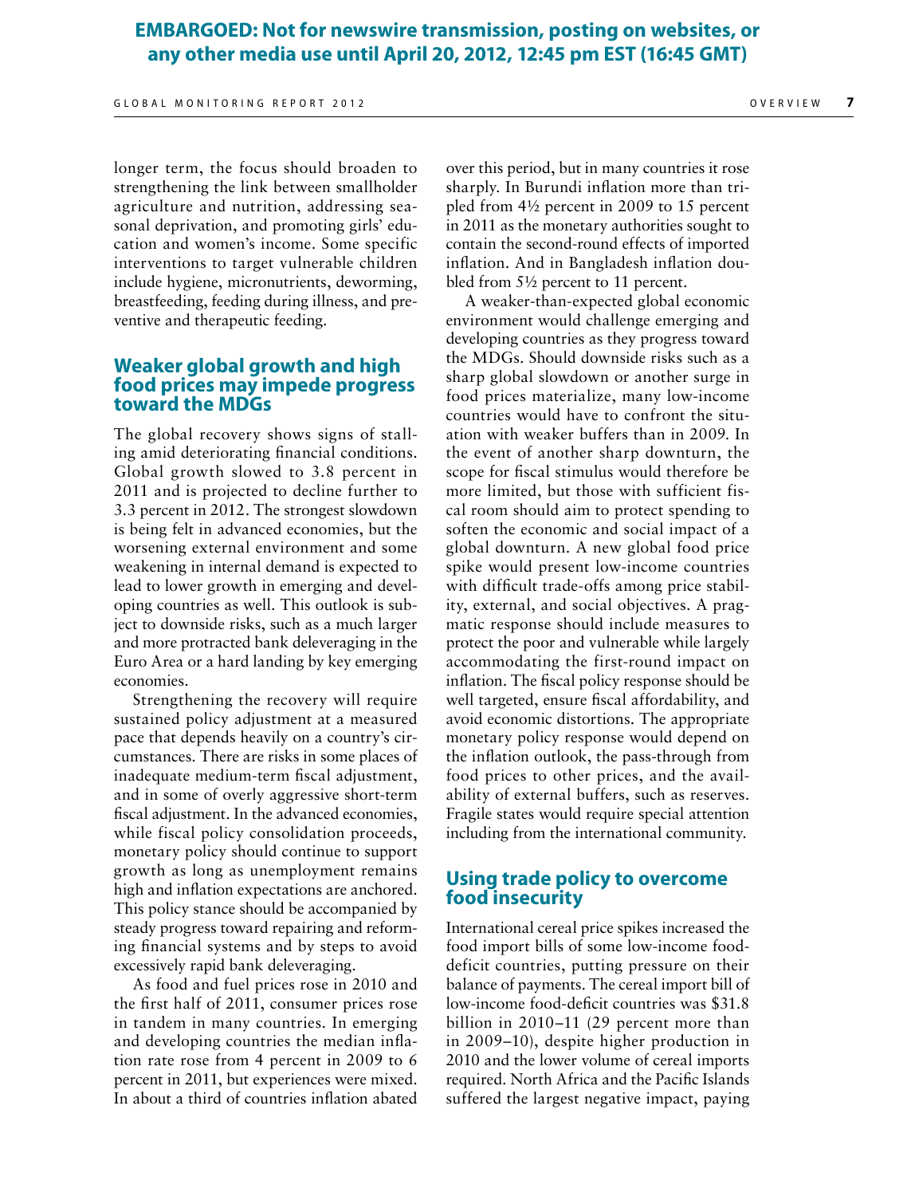longer term, the focus should broaden to strengthening the link between smallholder agriculture and nutrition, addressing seasonal deprivation, and promoting girls' education and women's income. Some specific interventions to target vulnerable children include hygiene, micronutrients, deworming, breastfeeding, feeding during illness, and preventive and therapeutic feeding.

## Weaker global growth and high food prices may impede progress toward the MDGs

The global recovery shows signs of stalling amid deteriorating financial conditions. Global growth slowed to 3.8 percent in 2011 and is projected to decline further to 3.3 percent in 2012. The strongest slowdown is being felt in advanced economies, but the worsening external environment and some weakening in internal demand is expected to lead to lower growth in emerging and developing countries as well. This outlook is subject to downside risks, such as a much larger and more protracted bank deleveraging in the Euro Area or a hard landing by key emerging economies.

Strengthening the recovery will require sustained policy adjustment at a measured pace that depends heavily on a country's circumstances. There are risks in some places of inadequate medium-term fiscal adjustment, and in some of overly aggressive short-term fiscal adjustment. In the advanced economies, while fiscal policy consolidation proceeds, monetary policy should continue to support growth as long as unemployment remains high and inflation expectations are anchored. This policy stance should be accompanied by steady progress toward repairing and reforming financial systems and by steps to avoid excessively rapid bank deleveraging.

As food and fuel prices rose in 2010 and the first half of 2011, consumer prices rose in tandem in many countries. In emerging and developing countries the median inflation rate rose from 4 percent in 2009 to 6 percent in 2011, but experiences were mixed. In about a third of countries inflation abated over this period, but in many countries it rose sharply. In Burundi inflation more than tripled from 4½ percent in 2009 to 15 percent in 2011 as the monetary authorities sought to contain the second-round effects of imported inflation. And in Bangladesh inflation doubled from 5½ percent to 11 percent.

A weaker-than-expected global economic environment would challenge emerging and developing countries as they progress toward the MDGs. Should downside risks such as a sharp global slowdown or another surge in food prices materialize, many low-income countries would have to confront the situation with weaker buffers than in 2009. In the event of another sharp downturn, the scope for fiscal stimulus would therefore be more limited, but those with sufficient fiscal room should aim to protect spending to soften the economic and social impact of a global downturn. A new global food price spike would present low-income countries with difficult trade-offs among price stability, external, and social objectives. A pragmatic response should include measures to protect the poor and vulnerable while largely accommodating the first-round impact on inflation. The fiscal policy response should be well targeted, ensure fiscal affordability, and avoid economic distortions. The appropriate monetary policy response would depend on the inflation outlook, the pass-through from food prices to other prices, and the availability of external buffers, such as reserves. Fragile states would require special attention including from the international community.

## Using trade policy to overcome food insecurity

International cereal price spikes increased the food import bills of some low-income food-deficit countries, putting pressure on their balance of payments. The cereal import bill of low-income food-deficit countries was $31.8 billion in 2010–11 (29 percent more than in 2009–10), despite higher production in 2010 and the lower volume of cereal imports required. North Africa and the Pacific Islands suffered the largest negative impact, paying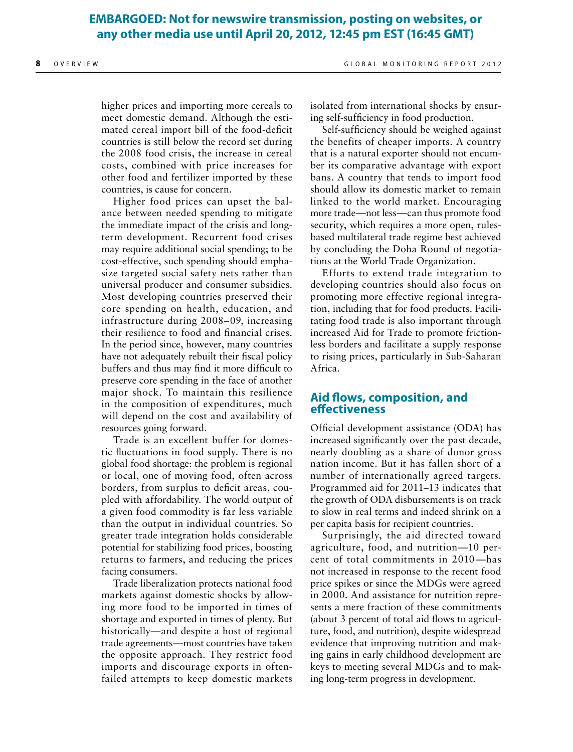higher prices and importing more cereals to meet domestic demand. Although the estimated cereal import bill of the food-deficit countries is still below the record set during the 2008 food crisis, the increase in cereal costs, combined with price increases for other food and fertilizer imported by these countries, is cause for concern.

Higher food prices can upset the balance between needed spending to mitigate the immediate impact of the crisis and long-term development. Recurrent food crises may require additional social spending; to be cost-effective, such spending should emphasize targeted social safety nets rather than universal producer and consumer subsidies. Most developing countries preserved their core spending on health, education, and infrastructure during 2008–09, increasing their resilience to food and financial crises. In the period since, however, many countries have not adequately rebuilt their fiscal policy buffers and thus may find it more difficult to preserve core spending in the face of another major shock. To maintain this resilience in the composition of expenditures, much will depend on the cost and availability of resources going forward.

Trade is an excellent buffer for domestic fluctuations in food supply. There is no global food shortage: the problem is regional or local, one of moving food, often across borders, from surplus to deficit areas, coupled with affordability. The world output of a given food commodity is far less variable than the output in individual countries. So greater trade integration holds considerable potential for stabilizing food prices, boosting returns to farmers, and reducing the prices facing consumers.

Trade liberalization protects national food markets against domestic shocks by allowing more food to be imported in times of shortage and exported in times of plenty. But historically—and despite a host of regional trade agreements—most countries have taken the opposite approach. They restrict food imports and discourage exports in often-failed attempts to keep domestic markets isolated from international shocks by ensuring self-sufficiency in food production.

Self-sufficiency should be weighed against the benefits of cheaper imports. A country that is a natural exporter should not encumber its comparative advantage with export bans. A country that tends to import food should allow its domestic market to remain linked to the world market. Encouraging more trade—not less—can thus promote food security, which requires a more open, rules-based multilateral trade regime best achieved by concluding the Doha Round of negotiations at the World Trade Organization.

Efforts to extend trade integration to developing countries should also focus on promoting more effective regional integration, including that for food products. Facilitating food trade is also important through increased Aid for Trade to promote frictionless borders and facilitate a supply response to rising prices, particularly in Sub-Saharan Africa.

## Aid flows, composition, and effectiveness

Official development assistance (ODA) has increased significantly over the past decade, nearly doubling as a share of donor gross nation income. But it has fallen short of a number of internationally agreed targets. Programmed aid for 2011–13 indicates that the growth of ODA disbursements is on track to slow in real terms and indeed shrink on a per capita basis for recipient countries.

Surprisingly, the aid directed toward agriculture, food, and nutrition—10 percent of total commitments in 2010—has not increased in response to the recent food price spikes or since the MDGs were agreed in 2000. And assistance for nutrition represents a mere fraction of these commitments (about 3 percent of total aid flows to agriculture, food, and nutrition), despite widespread evidence that improving nutrition and making gains in early childhood development are keys to meeting several MDGs and to making long-term progress in development.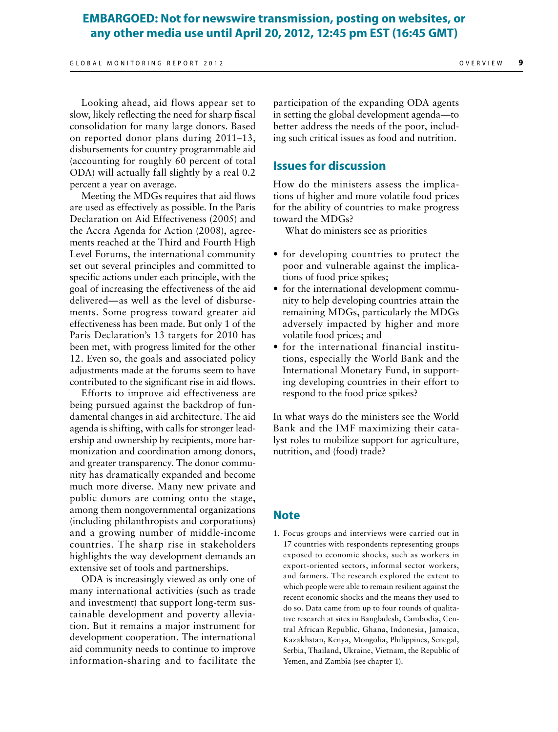**EMBARGOED: Not for newswire transmission, posting on websites, or any other media use until April 20, 2012, 12:45 pm EST (16:45 GMT)**

Looking ahead, aid flows appear set to slow, likely reflecting the need for sharp fiscal consolidation for many large donors. Based on reported donor plans during 2011–13, disbursements for country programmable aid (accounting for roughly 60 percent of total ODA) will actually fall slightly by a real 0.2 percent a year on average.

Meeting the MDGs requires that aid flows are used as effectively as possible. In the Paris Declaration on Aid Effectiveness (2005) and the Accra Agenda for Action (2008), agreements reached at the Third and Fourth High Level Forums, the international community set out several principles and committed to specific actions under each principle, with the goal of increasing the effectiveness of the aid delivered—as well as the level of disbursements. Some progress toward greater aid effectiveness has been made. But only 1 of the Paris Declaration's 13 targets for 2010 has been met, with progress limited for the other 12. Even so, the goals and associated policy adjustments made at the forums seem to have contributed to the significant rise in aid flows.

Efforts to improve aid effectiveness are being pursued against the backdrop of fundamental changes in aid architecture. The aid agenda is shifting, with calls for stronger leadership and ownership by recipients, more harmonization and coordination among donors, and greater transparency. The donor community has dramatically expanded and become much more diverse. Many new private and public donors are coming onto the stage, among them nongovernmental organizations (including philanthropists and corporations) and a growing number of middle-income countries. The sharp rise in stakeholders highlights the way development demands an extensive set of tools and partnerships.

ODA is increasingly viewed as only one of many international activities (such as trade and investment) that support long-term sustainable development and poverty alleviation. But it remains a major instrument for development cooperation. The international aid community needs to continue to improve information-sharing and to facilitate the participation of the expanding ODA agents in setting the global development agenda—to better address the needs of the poor, including such critical issues as food and nutrition.

## Issues for discussion

How do the ministers assess the implications of higher and more volatile food prices for the ability of countries to make progress toward the MDGs?

What do ministers see as priorities

- for developing countries to protect the poor and vulnerable against the implications of food price spikes;
- for the international development community to help developing countries attain the remaining MDGs, particularly the MDGs adversely impacted by higher and more volatile food prices; and
- for the international financial institutions, especially the World Bank and the International Monetary Fund, in supporting developing countries in their effort to respond to the food price spikes?

In what ways do the ministers see the World Bank and the IMF maximizing their catalyst roles to mobilize support for agriculture, nutrition, and (food) trade?

## Note

1. Focus groups and interviews were carried out in 17 countries with respondents representing groups exposed to economic shocks, such as workers in export-oriented sectors, informal sector workers, and farmers. The research explored the extent to which people were able to remain resilient against the recent economic shocks and the means they used to do so. Data came from up to four rounds of qualitative research at sites in Bangladesh, Cambodia, Central African Republic, Ghana, Indonesia, Jamaica, Kazakhstan, Kenya, Mongolia, Philippines, Senegal, Serbia, Thailand, Ukraine, Vietnam, the Republic of Yemen, and Zambia (see chapter 1).